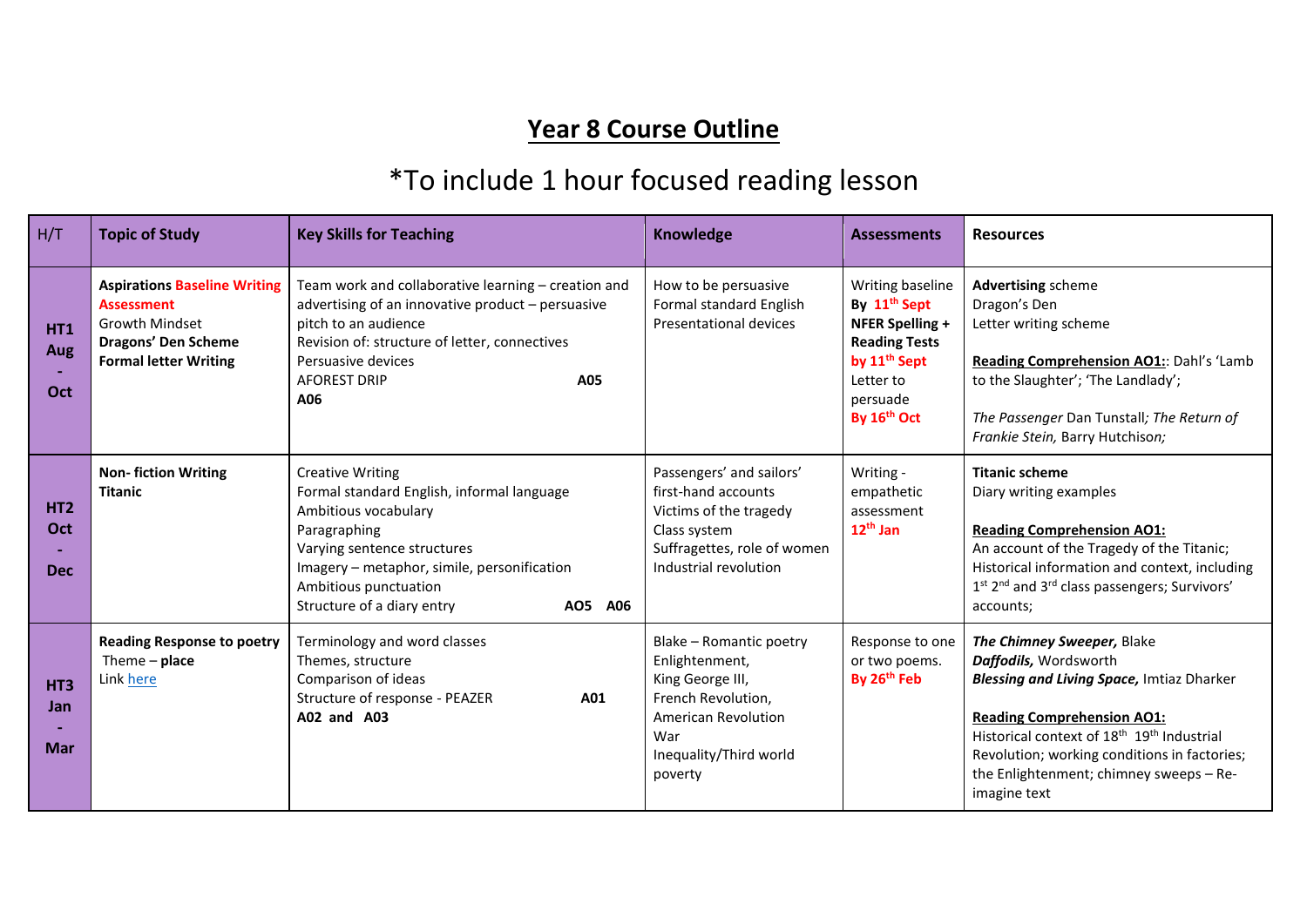# Year 8 Course Outline

## *To include 1 hour focused reading lesson

| H/T | Topic of Study | Key Skills for Teaching | Knowledge | Assessments | Resources |
|---|---|---|---|---|---|
| **HT1 Aug - Oct** | **Aspirations Baseline Writing Assessment**<br>Growth Mindset<br>**Dragons' Den Scheme**<br>**Formal letter Writing** | Team work and collaborative learning – creation and advertising of an innovative product – persuasive pitch to an audience<br>Revision of: structure of letter, connectives<br>Persuasive devices<br>AFOREST DRIP **A05**<br>**A06** | How to be persuasive<br>Formal standard English<br>Presentational devices | Writing baseline **By 11th Sept**<br>**NFER Spelling + Reading Tests by 11th Sept**<br>Letter to persuade<br>**By 16th Oct** | **Advertising** scheme<br>Dragon's Den<br>Letter writing scheme<br><br>**Reading Comprehension AO1:**: Dahl's 'Lamb to the Slaughter'; 'The Landlady';<br><br>*The Passenger* Dan Tunstall*; The Return of Frankie Stein,* Barry Hutchison*;* |
| **HT2 Oct - Dec** | **Non- fiction Writing**<br>**Titanic** | Creative Writing<br>Formal standard English, informal language<br>Ambitious vocabulary<br>Paragraphing<br>Varying sentence structures<br>Imagery – metaphor, simile, personification<br>Ambitious punctuation<br>Structure of a diary entry **AO5 A06** | Passengers' and sailors' first-hand accounts<br>Victims of the tragedy<br>Class system<br>Suffragettes, role of women<br>Industrial revolution | Writing - empathetic assessment<br>**12th Jan** | **Titanic scheme**<br>Diary writing examples<br><br>**Reading Comprehension AO1:**<br>An account of the Tragedy of the Titanic; Historical information and context, including 1st 2nd and 3rd class passengers; Survivors' accounts; |
| **HT3 Jan - Mar** | **Reading Response to poetry**<br>Theme – **place**<br>Link here | Terminology and word classes<br>Themes, structure<br>Comparison of ideas<br>Structure of response - PEAZER **A01**<br>**A02 and A03** | Blake – Romantic poetry<br>Enlightenment,<br>King George III,<br>French Revolution,<br>American Revolution War<br>Inequality/Third world poverty | Response to one or two poems.<br>**By 26th Feb** | ***The Chimney Sweeper,*** Blake<br>***Daffodils,*** Wordsworth<br>***Blessing and Living Space,*** Imtiaz Dharker<br><br>**Reading Comprehension AO1:**<br>Historical context of 18th 19th Industrial Revolution; working conditions in factories; the Enlightenment; chimney sweeps – Re-imagine text |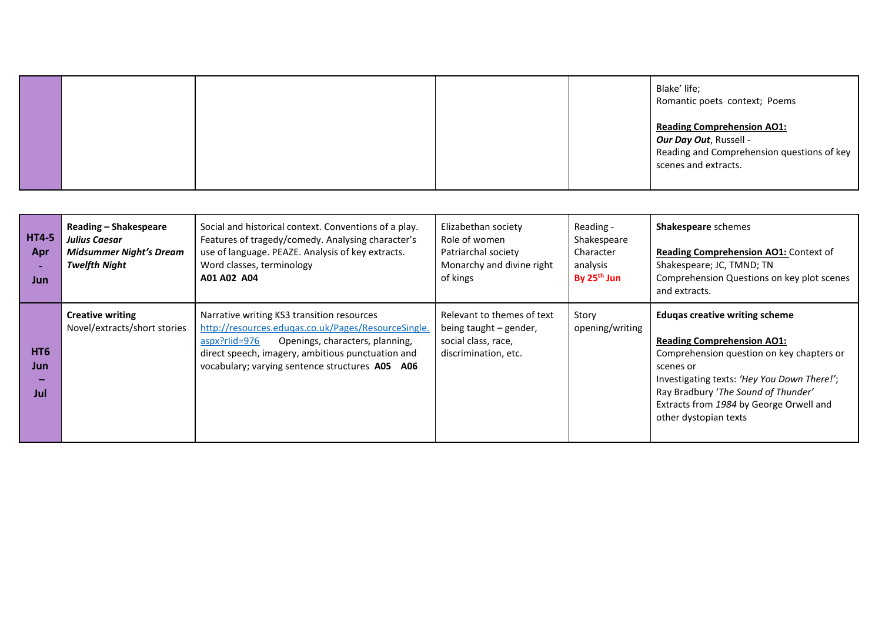| | | | | | |
|---|---|---|---|---|---|
| | | | | | Blake' life;<br>Romantic poets context; Poems<br><br>**Reading Comprehension AO1:**<br>***Our Day Out***, Russell -<br>Reading and Comprehension questions of key scenes and extracts. |

| | | | | | |
|---|---|---|---|---|---|
| **HT4-5 Apr - Jun** | **Reading – Shakespeare**<br>***Julius Caesar***<br>***Midsummer Night's Dream***<br>***Twelfth Night*** | Social and historical context. Conventions of a play. Features of tragedy/comedy. Analysing character's use of language. PEAZE. Analysis of key extracts. Word classes, terminology<br>**A01 A02 A04** | Elizabethan society<br>Role of women<br>Patriarchal society<br>Monarchy and divine right of kings | Reading - Shakespeare Character analysis<br>**By 25th Jun** | **Shakespeare** schemes<br><br>**Reading Comprehension AO1:** Context of Shakespeare; JC, TMND; TN<br>Comprehension Questions on key plot scenes and extracts. |
| **HT6 Jun – Jul** | **Creative writing**<br>Novel/extracts/short stories | Narrative writing KS3 transition resources [http://resources.eduqas.co.uk/Pages/ResourceSingle.aspx?rIid=976](http://resources.eduqas.co.uk/Pages/ResourceSingle.aspx?rIid=976) Openings, characters, planning, direct speech, imagery, ambitious punctuation and vocabulary; varying sentence structures **A05 A06** | Relevant to themes of text being taught – gender, social class, race, discrimination, etc. | Story opening/writing | **Eduqas creative writing scheme**<br><br>**Reading Comprehension AO1:**<br>Comprehension question on key chapters or scenes or<br>Investigating texts: *'Hey You Down There!'*; Ray Bradbury '*The Sound of Thunder'*<br>Extracts from *1984* by George Orwell and other dystopian texts |